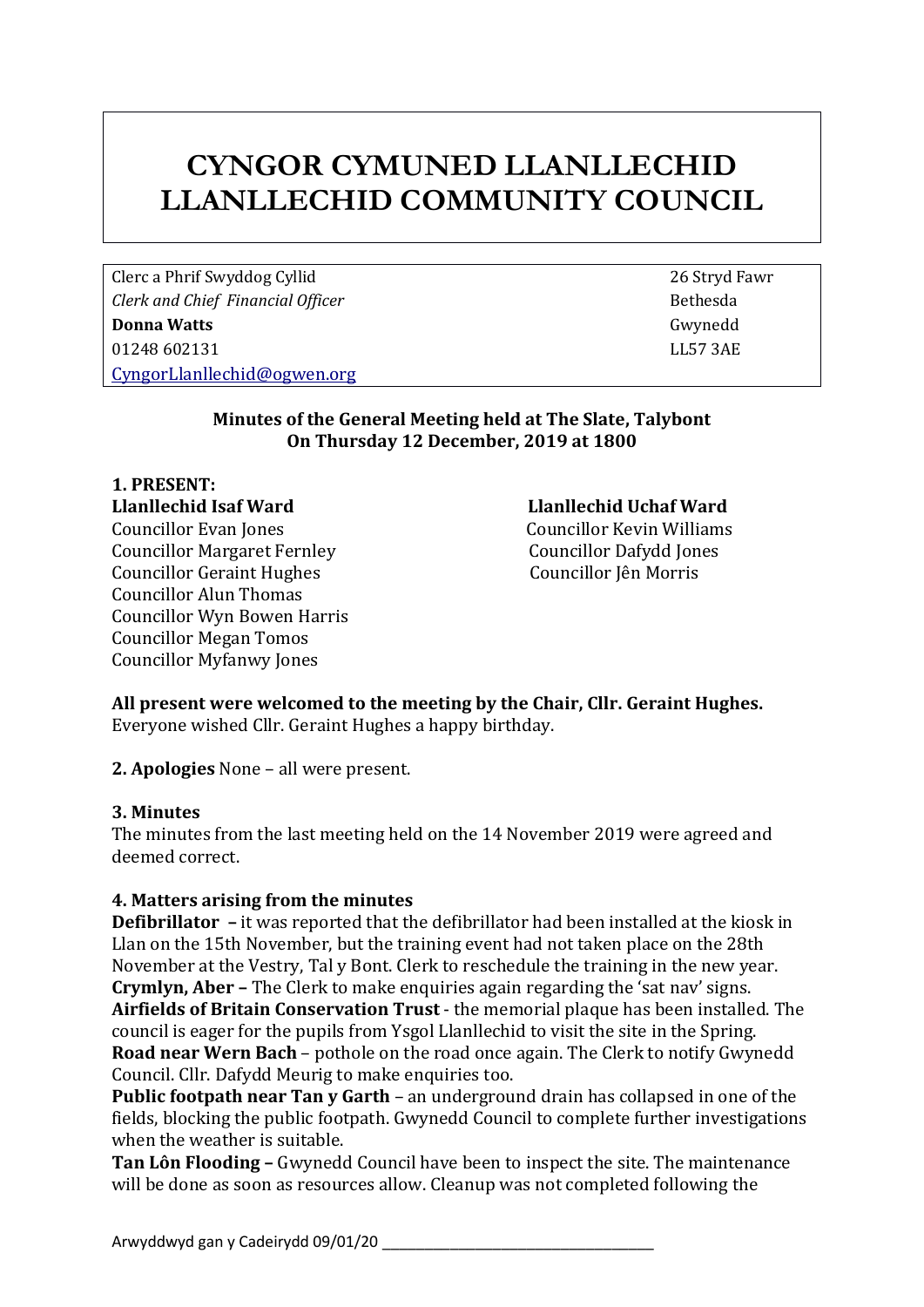# CYNGOR CYMUNED LLANLLECHID
# LLANLLECHID COMMUNITY COUNCIL

| | |
|---|---|
| Clerc a Phrif Swyddog Cyllid | 26 Stryd Fawr |
| *Clerk and Chief Financial Officer* | Bethesda |
| **Donna Watts** | Gwynedd |
| 01248 602131 | LL57 3AE |
| CyngorLlanllechid@ogwen.org | |

**Minutes of the General Meeting held at The Slate, Talybont**
**On Thursday 12 December, 2019 at 1800**

**1. PRESENT:**

**Llanllechid Isaf Ward**

Councillor Evan Jones
Councillor Margaret Fernley
Councillor Geraint Hughes
Councillor Alun Thomas
Councillor Wyn Bowen Harris
Councillor Megan Tomos
Councillor Myfanwy Jones

**Llanllechid Uchaf Ward**

Councillor Kevin Williams
Councillor Dafydd Jones
Councillor Jên Morris

**All present were welcomed to the meeting by the Chair, Cllr. Geraint Hughes.**
Everyone wished Cllr. Geraint Hughes a happy birthday.

**2. Apologies** None – all were present.

**3. Minutes**
The minutes from the last meeting held on the 14 November 2019 were agreed and deemed correct.

**4. Matters arising from the minutes**
**Defibrillator –** it was reported that the defibrillator had been installed at the kiosk in Llan on the 15th November, but the training event had not taken place on the 28th November at the Vestry, Tal y Bont. Clerk to reschedule the training in the new year.
**Crymlyn, Aber –** The Clerk to make enquiries again regarding the 'sat nav' signs.
**Airfields of Britain Conservation Trust** - the memorial plaque has been installed. The council is eager for the pupils from Ysgol Llanllechid to visit the site in the Spring.
**Road near Wern Bach** – pothole on the road once again. The Clerk to notify Gwynedd Council. Cllr. Dafydd Meurig to make enquiries too.
**Public footpath near Tan y Garth** – an underground drain has collapsed in one of the fields, blocking the public footpath. Gwynedd Council to complete further investigations when the weather is suitable.
**Tan Lôn Flooding –** Gwynedd Council have been to inspect the site. The maintenance will be done as soon as resources allow. Cleanup was not completed following the

Arwyddwyd gan y Cadeirydd 09/01/20 ___________________________________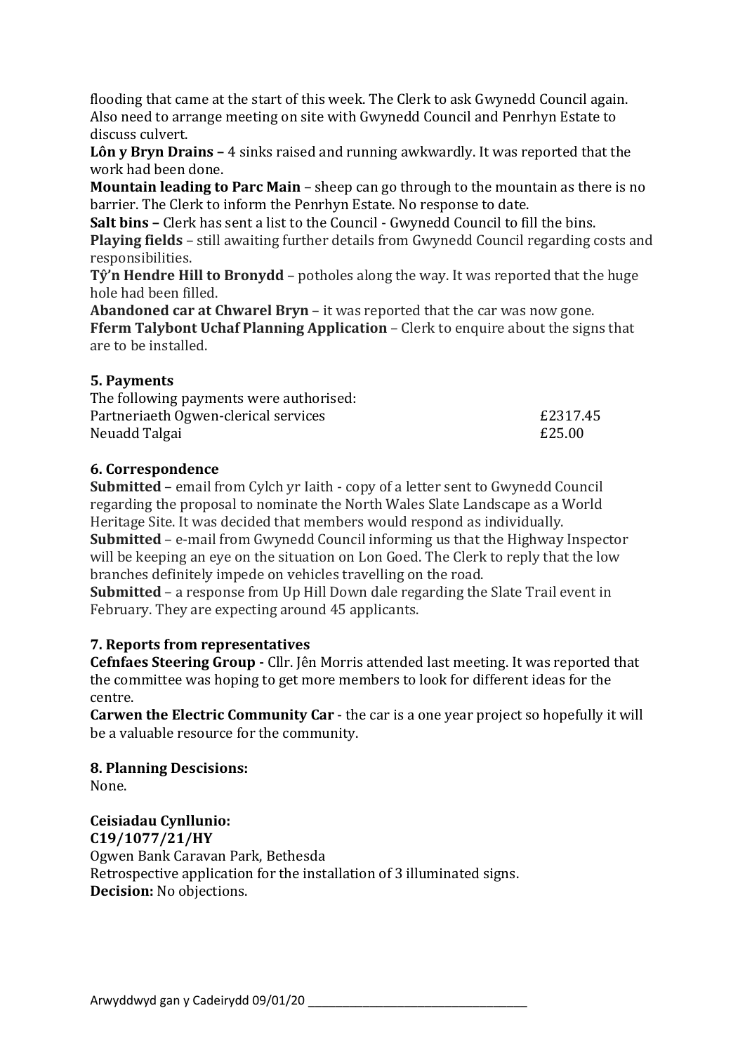flooding that came at the start of this week. The Clerk to ask Gwynedd Council again. Also need to arrange meeting on site with Gwynedd Council and Penrhyn Estate to discuss culvert.

**Lôn y Bryn Drains –** 4 sinks raised and running awkwardly. It was reported that the work had been done.

**Mountain leading to Parc Main** – sheep can go through to the mountain as there is no barrier. The Clerk to inform the Penrhyn Estate. No response to date.

**Salt bins –** Clerk has sent a list to the Council - Gwynedd Council to fill the bins.

**Playing fields** – still awaiting further details from Gwynedd Council regarding costs and responsibilities.

**Tŷ'n Hendre Hill to Bronydd** – potholes along the way. It was reported that the huge hole had been filled.

**Abandoned car at Chwarel Bryn** – it was reported that the car was now gone.

**Fferm Talybont Uchaf Planning Application** – Clerk to enquire about the signs that are to be installed.

### 5. Payments

The following payments were authorised:

| | |
|---|---|
| Partneriaeth Ogwen-clerical services | £2317.45 |
| Neuadd Talgai | £25.00 |

### 6. Correspondence

**Submitted** – email from Cylch yr Iaith - copy of a letter sent to Gwynedd Council regarding the proposal to nominate the North Wales Slate Landscape as a World Heritage Site. It was decided that members would respond as individually.

**Submitted** – e-mail from Gwynedd Council informing us that the Highway Inspector will be keeping an eye on the situation on Lon Goed. The Clerk to reply that the low branches definitely impede on vehicles travelling on the road.

**Submitted** – a response from Up Hill Down dale regarding the Slate Trail event in February. They are expecting around 45 applicants.

### 7. Reports from representatives

**Cefnfaes Steering Group -** Cllr. Jên Morris attended last meeting. It was reported that the committee was hoping to get more members to look for different ideas for the centre.

**Carwen the Electric Community Car** - the car is a one year project so hopefully it will be a valuable resource for the community.

### 8. Planning Descisions:

None.

**Ceisiadau Cynllunio:**

**C19/1077/21/HY**

Ogwen Bank Caravan Park, Bethesda

Retrospective application for the installation of 3 illuminated signs.

**Decision:** No objections.

Arwyddwyd gan y Cadeirydd 09/01/20 ___________________________________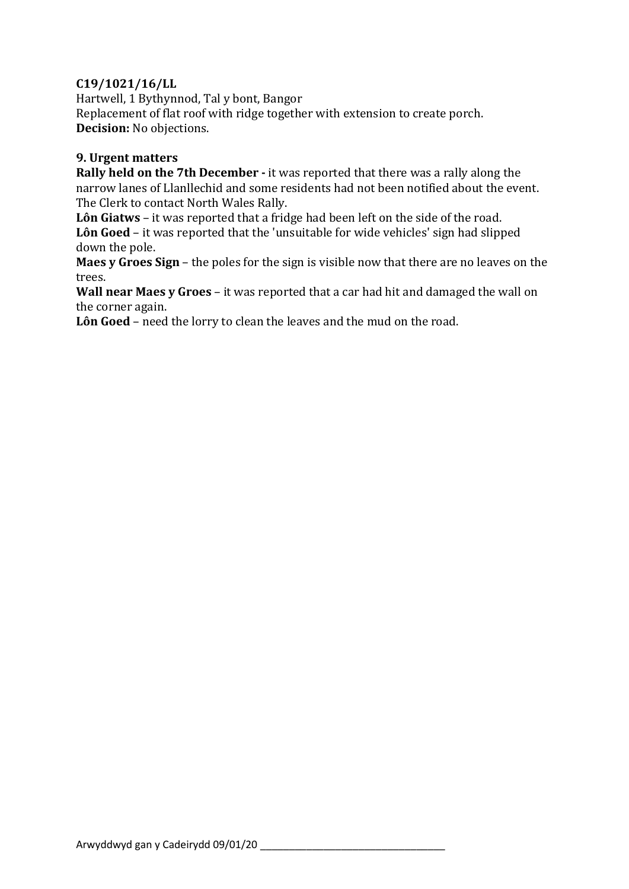**C19/1021/16/LL**
Hartwell, 1 Bythynnod, Tal y bont, Bangor
Replacement of flat roof with ridge together with extension to create porch.
**Decision:** No objections.

**9. Urgent matters**

**Rally held on the 7th December -** it was reported that there was a rally along the narrow lanes of Llanllechid and some residents had not been notified about the event. The Clerk to contact North Wales Rally.

**Lôn Giatws** – it was reported that a fridge had been left on the side of the road.

**Lôn Goed** – it was reported that the 'unsuitable for wide vehicles' sign had slipped down the pole.

**Maes y Groes Sign** – the poles for the sign is visible now that there are no leaves on the trees.

**Wall near Maes y Groes** – it was reported that a car had hit and damaged the wall on the corner again.

**Lôn Goed** – need the lorry to clean the leaves and the mud on the road.

Arwyddwyd gan y Cadeirydd 09/01/20 ________________________________